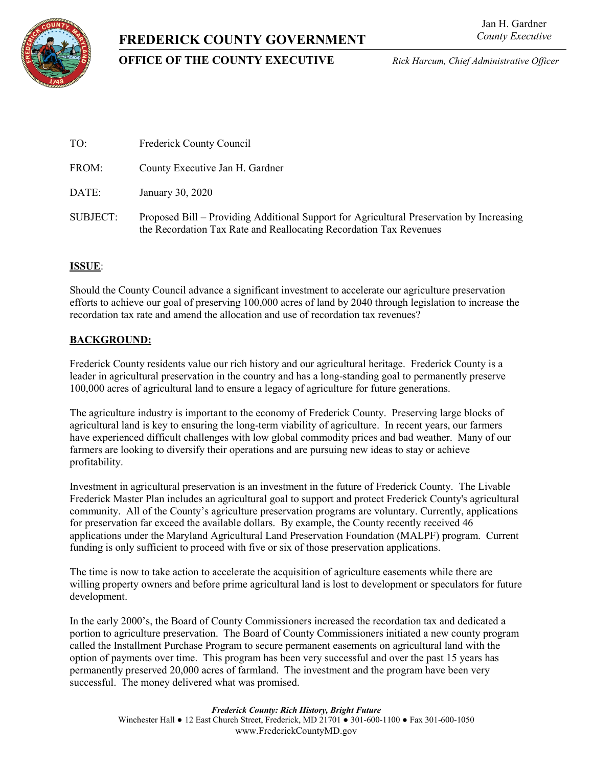# FREDERICK COUNTY GOVERNMENT

Jan H. Gardner
*County Executive*

## OFFICE OF THE COUNTY EXECUTIVE

*Rick Harcum, Chief Administrative Officer*

TO: Frederick County Council

FROM: County Executive Jan H. Gardner

DATE: January 30, 2020

SUBJECT: Proposed Bill – Providing Additional Support for Agricultural Preservation by Increasing the Recordation Tax Rate and Reallocating Recordation Tax Revenues

**ISSUE**:

Should the County Council advance a significant investment to accelerate our agriculture preservation efforts to achieve our goal of preserving 100,000 acres of land by 2040 through legislation to increase the recordation tax rate and amend the allocation and use of recordation tax revenues?

**BACKGROUND:**

Frederick County residents value our rich history and our agricultural heritage. Frederick County is a leader in agricultural preservation in the country and has a long-standing goal to permanently preserve 100,000 acres of agricultural land to ensure a legacy of agriculture for future generations.

The agriculture industry is important to the economy of Frederick County. Preserving large blocks of agricultural land is key to ensuring the long-term viability of agriculture. In recent years, our farmers have experienced difficult challenges with low global commodity prices and bad weather. Many of our farmers are looking to diversify their operations and are pursuing new ideas to stay or achieve profitability.

Investment in agricultural preservation is an investment in the future of Frederick County. The Livable Frederick Master Plan includes an agricultural goal to support and protect Frederick County's agricultural community. All of the County's agriculture preservation programs are voluntary. Currently, applications for preservation far exceed the available dollars. By example, the County recently received 46 applications under the Maryland Agricultural Land Preservation Foundation (MALPF) program. Current funding is only sufficient to proceed with five or six of those preservation applications.

The time is now to take action to accelerate the acquisition of agriculture easements while there are willing property owners and before prime agricultural land is lost to development or speculators for future development.

In the early 2000's, the Board of County Commissioners increased the recordation tax and dedicated a portion to agriculture preservation. The Board of County Commissioners initiated a new county program called the Installment Purchase Program to secure permanent easements on agricultural land with the option of payments over time. This program has been very successful and over the past 15 years has permanently preserved 20,000 acres of farmland. The investment and the program have been very successful. The money delivered what was promised.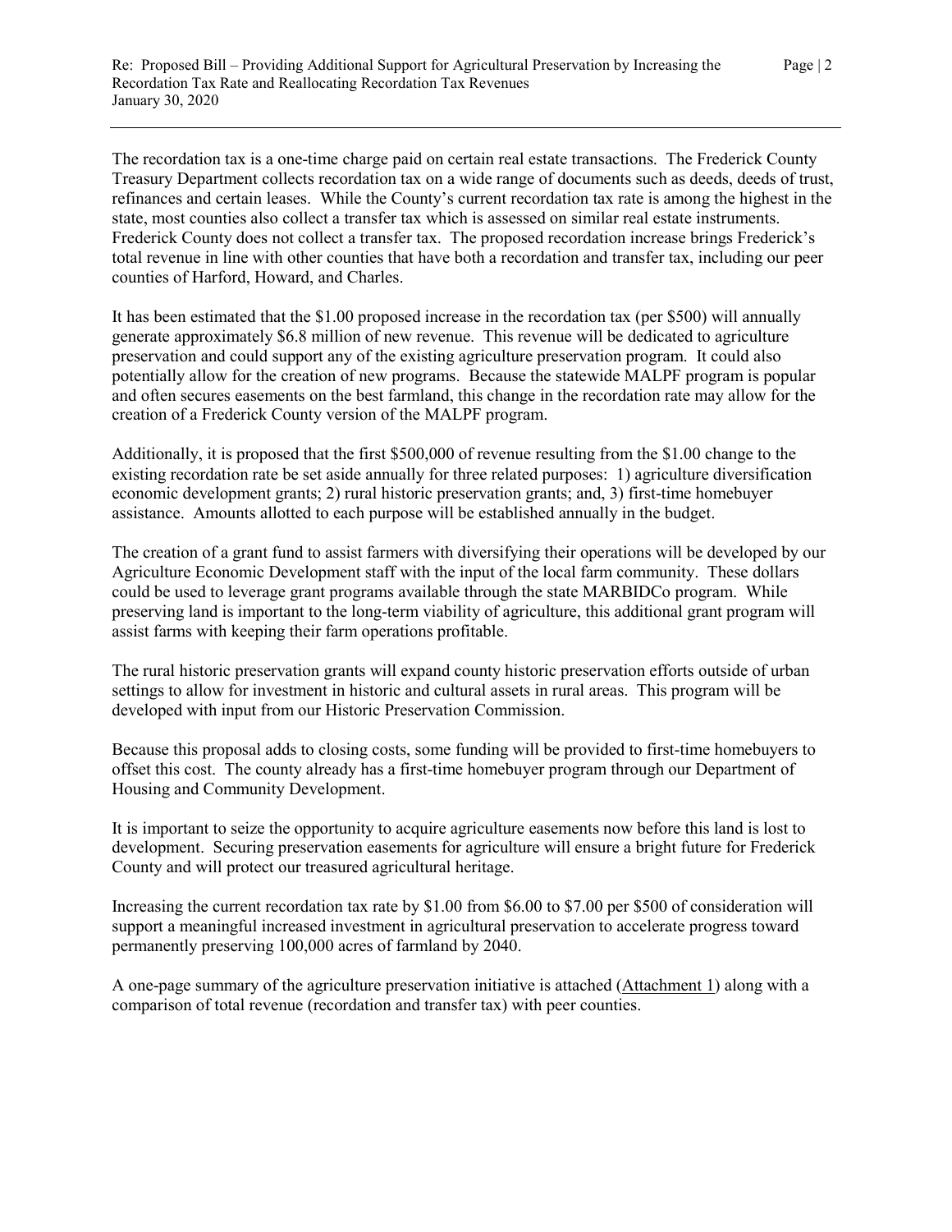The recordation tax is a one-time charge paid on certain real estate transactions. The Frederick County Treasury Department collects recordation tax on a wide range of documents such as deeds, deeds of trust, refinances and certain leases. While the County's current recordation tax rate is among the highest in the state, most counties also collect a transfer tax which is assessed on similar real estate instruments. Frederick County does not collect a transfer tax. The proposed recordation increase brings Frederick's total revenue in line with other counties that have both a recordation and transfer tax, including our peer counties of Harford, Howard, and Charles.

It has been estimated that the $1.00 proposed increase in the recordation tax (per $500) will annually generate approximately $6.8 million of new revenue. This revenue will be dedicated to agriculture preservation and could support any of the existing agriculture preservation program. It could also potentially allow for the creation of new programs. Because the statewide MALPF program is popular and often secures easements on the best farmland, this change in the recordation rate may allow for the creation of a Frederick County version of the MALPF program.

Additionally, it is proposed that the first $500,000 of revenue resulting from the $1.00 change to the existing recordation rate be set aside annually for three related purposes: 1) agriculture diversification economic development grants; 2) rural historic preservation grants; and, 3) first-time homebuyer assistance. Amounts allotted to each purpose will be established annually in the budget.

The creation of a grant fund to assist farmers with diversifying their operations will be developed by our Agriculture Economic Development staff with the input of the local farm community. These dollars could be used to leverage grant programs available through the state MARBIDCo program. While preserving land is important to the long-term viability of agriculture, this additional grant program will assist farms with keeping their farm operations profitable.

The rural historic preservation grants will expand county historic preservation efforts outside of urban settings to allow for investment in historic and cultural assets in rural areas. This program will be developed with input from our Historic Preservation Commission.

Because this proposal adds to closing costs, some funding will be provided to first-time homebuyers to offset this cost. The county already has a first-time homebuyer program through our Department of Housing and Community Development.

It is important to seize the opportunity to acquire agriculture easements now before this land is lost to development. Securing preservation easements for agriculture will ensure a bright future for Frederick County and will protect our treasured agricultural heritage.

Increasing the current recordation tax rate by $1.00 from $6.00 to $7.00 per $500 of consideration will support a meaningful increased investment in agricultural preservation to accelerate progress toward permanently preserving 100,000 acres of farmland by 2040.

A one-page summary of the agriculture preservation initiative is attached (Attachment 1) along with a comparison of total revenue (recordation and transfer tax) with peer counties.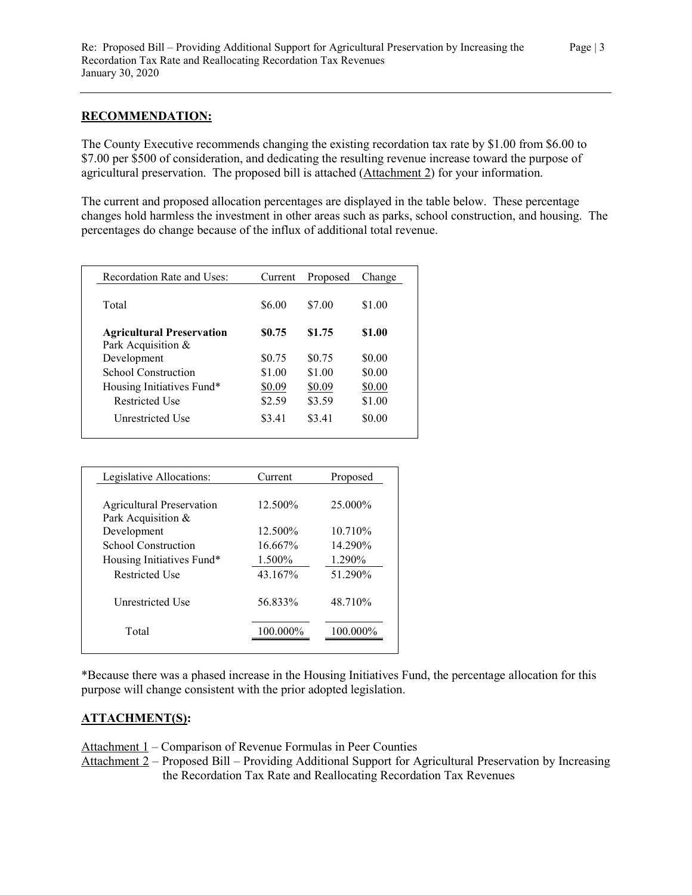## RECOMMENDATION:

The County Executive recommends changing the existing recordation tax rate by $1.00 from $6.00 to $7.00 per $500 of consideration, and dedicating the resulting revenue increase toward the purpose of agricultural preservation. The proposed bill is attached (Attachment 2) for your information.

The current and proposed allocation percentages are displayed in the table below. These percentage changes hold harmless the investment in other areas such as parks, school construction, and housing. The percentages do change because of the influx of additional total revenue.

| Recordation Rate and Uses: | Current | Proposed | Change |
|---|---|---|---|
| Total | $6.00 | $7.00 | $1.00 |
| **Agricultural Preservation** | **$0.75** | **$1.75** | **$1.00** |
| Park Acquisition & Development | $0.75 | $0.75 | $0.00 |
| School Construction | $1.00 | $1.00 | $0.00 |
| Housing Initiatives Fund* | $0.09 | $0.09 | $0.00 |
| Restricted Use | $2.59 | $3.59 | $1.00 |
| Unrestricted Use | $3.41 | $3.41 | $0.00 |

| Legislative Allocations: | Current | Proposed |
|---|---|---|
| Agricultural Preservation | 12.500% | 25.000% |
| Park Acquisition & Development | 12.500% | 10.710% |
| School Construction | 16.667% | 14.290% |
| Housing Initiatives Fund* | 1.500% | 1.290% |
| Restricted Use | 43.167% | 51.290% |
| Unrestricted Use | 56.833% | 48.710% |
| Total | 100.000% | 100.000% |

*Because there was a phased increase in the Housing Initiatives Fund, the percentage allocation for this purpose will change consistent with the prior adopted legislation.

## ATTACHMENT(S):

Attachment 1 – Comparison of Revenue Formulas in Peer Counties

Attachment 2 – Proposed Bill – Providing Additional Support for Agricultural Preservation by Increasing the Recordation Tax Rate and Reallocating Recordation Tax Revenues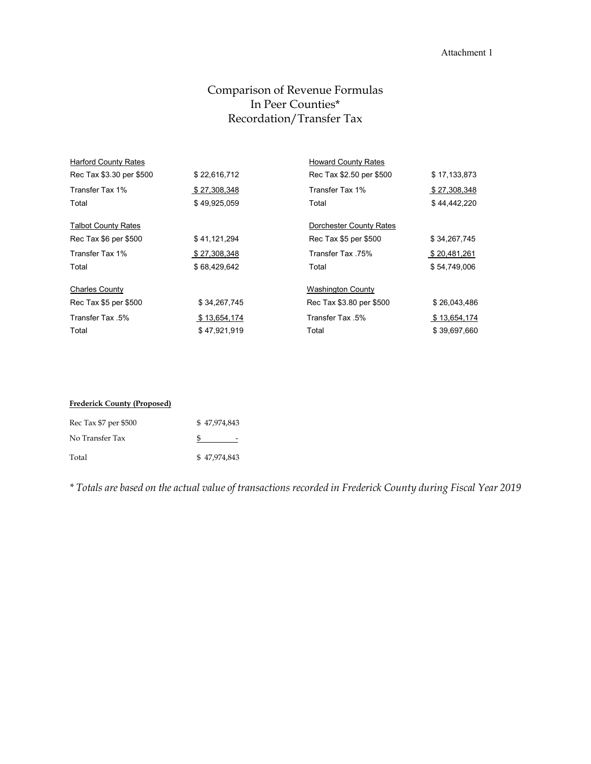Attachment 1

# Comparison of Revenue Formulas In Peer Counties* Recordation/Transfer Tax

| Harford County Rates | | Howard County Rates | |
|---|---|---|---|
| Rec Tax $3.30 per $500 | $ 22,616,712 | Rec Tax $2.50 per $500 | $ 17,133,873 |
| Transfer Tax 1% | $ 27,308,348 | Transfer Tax 1% | $ 27,308,348 |
| Total | $ 49,925,059 | Total | $ 44,442,220 |

| Talbot County Rates | | Dorchester County Rates | |
|---|---|---|---|
| Rec Tax $6 per $500 | $ 41,121,294 | Rec Tax $5 per $500 | $ 34,267,745 |
| Transfer Tax 1% | $ 27,308,348 | Transfer Tax .75% | $ 20,481,261 |
| Total | $ 68,429,642 | Total | $ 54,749,006 |

| Charles County | | Washington County | |
|---|---|---|---|
| Rec Tax $5 per $500 | $ 34,267,745 | Rec Tax $3.80 per $500 | $ 26,043,486 |
| Transfer Tax .5% | $ 13,654,174 | Transfer Tax .5% | $ 13,654,174 |
| Total | $ 47,921,919 | Total | $ 39,697,660 |

| **Frederick County (Proposed)** | |
|---|---|
| Rec Tax $7 per $500 | $ 47,974,843 |
| No Transfer Tax | $ - |
| Total | $ 47,974,843 |

*\* Totals are based on the actual value of transactions recorded in Frederick County during Fiscal Year 2019*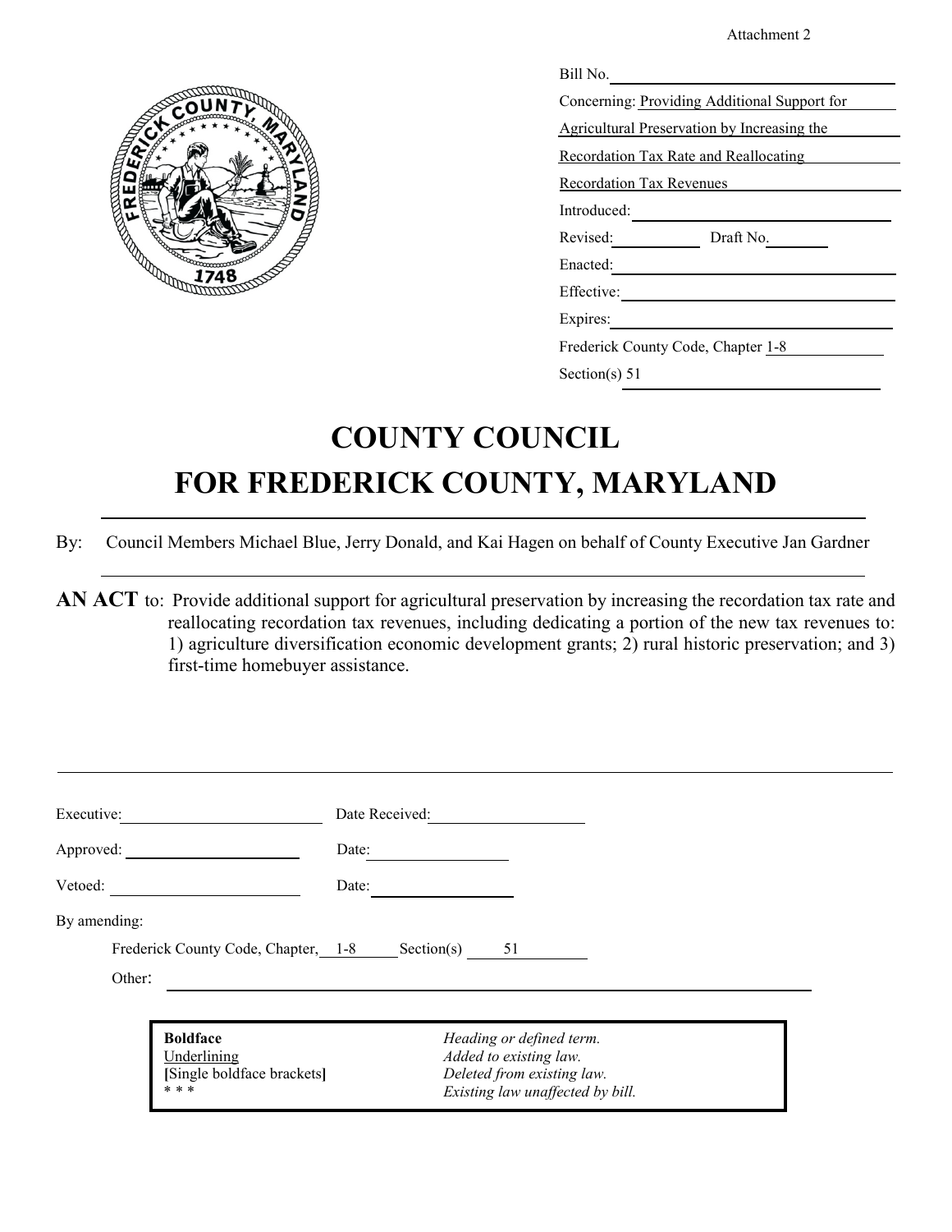Attachment 2

Bill No.

Concerning: Providing Additional Support for Agricultural Preservation by Increasing the Recordation Tax Rate and Reallocating Recordation Tax Revenues

Introduced:

Revised: Draft No.

Enacted:

Effective:

Expires:

Frederick County Code, Chapter 1-8

Section(s) 51

# COUNTY COUNCIL
# FOR FREDERICK COUNTY, MARYLAND

By: Council Members Michael Blue, Jerry Donald, and Kai Hagen on behalf of County Executive Jan Gardner

**AN ACT** to: Provide additional support for agricultural preservation by increasing the recordation tax rate and reallocating recordation tax revenues, including dedicating a portion of the new tax revenues to: 1) agriculture diversification economic development grants; 2) rural historic preservation; and 3) first-time homebuyer assistance.

Executive: Date Received:

Approved: Date:

Vetoed: Date:

By amending:

Frederick County Code, Chapter, 1-8 Section(s) 51

Other:

| | |
|---|---|
| **Boldface** | *Heading or defined term.* |
| Underlining | *Added to existing law.* |
| **[**Single boldface brackets**]** | *Deleted from existing law.* |
| * * * | *Existing law unaffected by bill.* |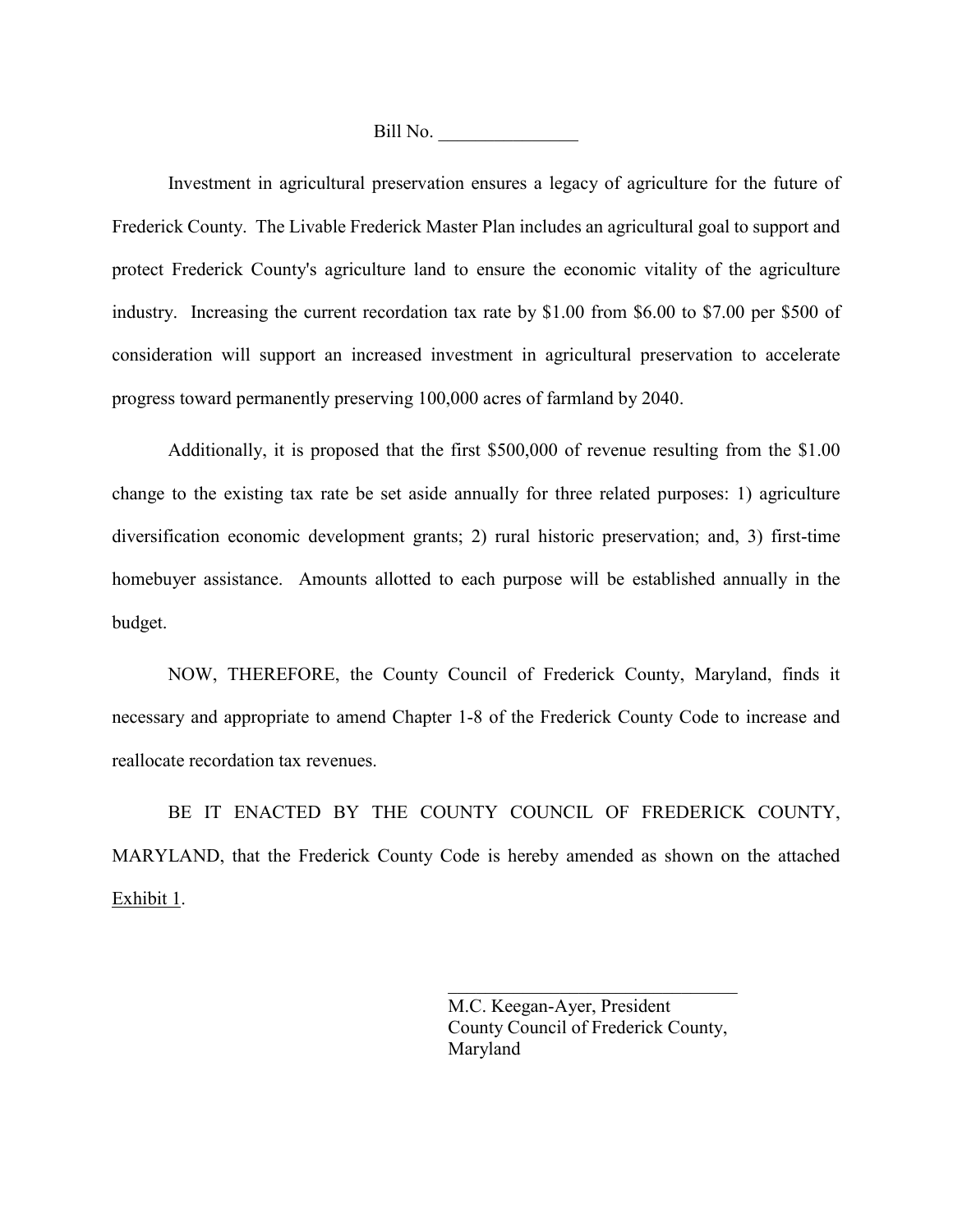Bill No. _______________

Investment in agricultural preservation ensures a legacy of agriculture for the future of Frederick County. The Livable Frederick Master Plan includes an agricultural goal to support and protect Frederick County's agriculture land to ensure the economic vitality of the agriculture industry. Increasing the current recordation tax rate by $1.00 from $6.00 to $7.00 per $500 of consideration will support an increased investment in agricultural preservation to accelerate progress toward permanently preserving 100,000 acres of farmland by 2040.

Additionally, it is proposed that the first $500,000 of revenue resulting from the $1.00 change to the existing tax rate be set aside annually for three related purposes: 1) agriculture diversification economic development grants; 2) rural historic preservation; and, 3) first-time homebuyer assistance. Amounts allotted to each purpose will be established annually in the budget.

NOW, THEREFORE, the County Council of Frederick County, Maryland, finds it necessary and appropriate to amend Chapter 1-8 of the Frederick County Code to increase and reallocate recordation tax revenues.

BE IT ENACTED BY THE COUNTY COUNCIL OF FREDERICK COUNTY, MARYLAND, that the Frederick County Code is hereby amended as shown on the attached Exhibit 1.

_______________________________

M.C. Keegan-Ayer, President
County Council of Frederick County, Maryland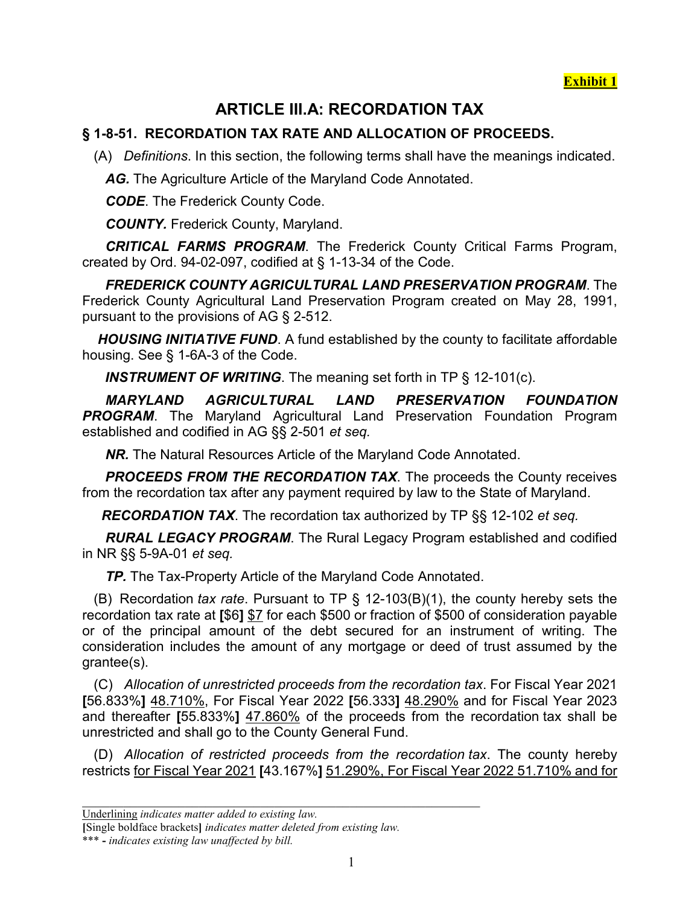**Exhibit 1**

# ARTICLE III.A: RECORDATION TAX

## § 1-8-51. RECORDATION TAX RATE AND ALLOCATION OF PROCEEDS.

(A) *Definitions*. In this section, the following terms shall have the meanings indicated.

***AG.*** The Agriculture Article of the Maryland Code Annotated.

***CODE***. The Frederick County Code.

***COUNTY.*** Frederick County, Maryland.

***CRITICAL FARMS PROGRAM***. The Frederick County Critical Farms Program, created by Ord. 94-02-097, codified at § 1-13-34 of the Code.

***FREDERICK COUNTY AGRICULTURAL LAND PRESERVATION PROGRAM***. The Frederick County Agricultural Land Preservation Program created on May 28, 1991, pursuant to the provisions of AG § 2-512.

***HOUSING INITIATIVE FUND***. A fund established by the county to facilitate affordable housing. See § 1-6A-3 of the Code.

***INSTRUMENT OF WRITING***. The meaning set forth in TP § 12-101(c).

***MARYLAND AGRICULTURAL LAND PRESERVATION FOUNDATION PROGRAM***. The Maryland Agricultural Land Preservation Foundation Program established and codified in AG §§ 2-501 *et seq.*

***NR.*** The Natural Resources Article of the Maryland Code Annotated.

***PROCEEDS FROM THE RECORDATION TAX***. The proceeds the County receives from the recordation tax after any payment required by law to the State of Maryland.

***RECORDATION TAX***. The recordation tax authorized by TP §§ 12-102 *et seq.*

***RURAL LEGACY PROGRAM***. The Rural Legacy Program established and codified in NR §§ 5-9A-01 *et seq.*

***TP.*** The Tax-Property Article of the Maryland Code Annotated.

(B) Recordation *tax rate*. Pursuant to TP § 12-103(B)(1), the county hereby sets the recordation tax rate at **[**$6**]** <u>$7</u> for each $500 or fraction of $500 of consideration payable or of the principal amount of the debt secured for an instrument of writing. The consideration includes the amount of any mortgage or deed of trust assumed by the grantee(s).

(C) *Allocation of unrestricted proceeds from the recordation tax*. For Fiscal Year 2021 **[**56.833%**]** <u>48.710%</u>, For Fiscal Year 2022 **[**56.333**]** <u>48.290%</u> and for Fiscal Year 2023 and thereafter **[**55.833%**]** <u>47.860%</u> of the proceeds from the recordation tax shall be unrestricted and shall go to the County General Fund.

(D) *Allocation of restricted proceeds from the recordation tax*. The county hereby restricts <u>for Fiscal Year 2021</u> **[**43.167%**]** <u>51.290%, For Fiscal Year 2022 51.710% and for</u>

---

<u>Underlining</u> *indicates matter added to existing law.*

**[**Single boldface brackets**]** *indicates matter deleted from existing law.*

\*\*\* **-** *indicates existing law unaffected by bill.*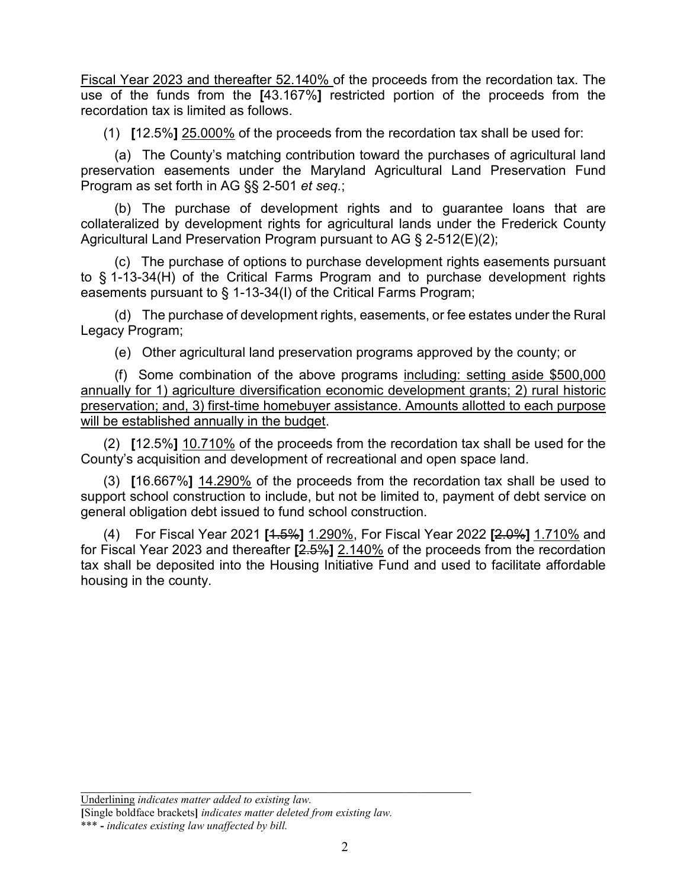Fiscal Year 2023 and thereafter 52.140% of the proceeds from the recordation tax. The use of the funds from the **[**43.167%**]** restricted portion of the proceeds from the recordation tax is limited as follows.

(1) **[**12.5%**]** 25.000% of the proceeds from the recordation tax shall be used for:

(a) The County's matching contribution toward the purchases of agricultural land preservation easements under the Maryland Agricultural Land Preservation Fund Program as set forth in AG §§ 2-501 *et seq.*;

(b) The purchase of development rights and to guarantee loans that are collateralized by development rights for agricultural lands under the Frederick County Agricultural Land Preservation Program pursuant to AG § 2-512(E)(2);

(c) The purchase of options to purchase development rights easements pursuant to § 1-13-34(H) of the Critical Farms Program and to purchase development rights easements pursuant to § 1-13-34(I) of the Critical Farms Program;

(d) The purchase of development rights, easements, or fee estates under the Rural Legacy Program;

(e) Other agricultural land preservation programs approved by the county; or

(f) Some combination of the above programs including: setting aside $500,000 annually for 1) agriculture diversification economic development grants; 2) rural historic preservation; and, 3) first-time homebuyer assistance. Amounts allotted to each purpose will be established annually in the budget.

(2) **[**12.5%**]** 10.710% of the proceeds from the recordation tax shall be used for the County's acquisition and development of recreational and open space land.

(3) **[**16.667%**]** 14.290% of the proceeds from the recordation tax shall be used to support school construction to include, but not be limited to, payment of debt service on general obligation debt issued to fund school construction.

(4) For Fiscal Year 2021 **[**~~1.5%~~**]** 1.290%, For Fiscal Year 2022 **[**~~2.0%~~**]** 1.710% and for Fiscal Year 2023 and thereafter **[**~~2.5%~~**]** 2.140% of the proceeds from the recordation tax shall be deposited into the Housing Initiative Fund and used to facilitate affordable housing in the county.

---

Underlining *indicates matter added to existing law.*
**[**Single boldface brackets**]** *indicates matter deleted from existing law.*
\*\*\* **-** *indicates existing law unaffected by bill.*